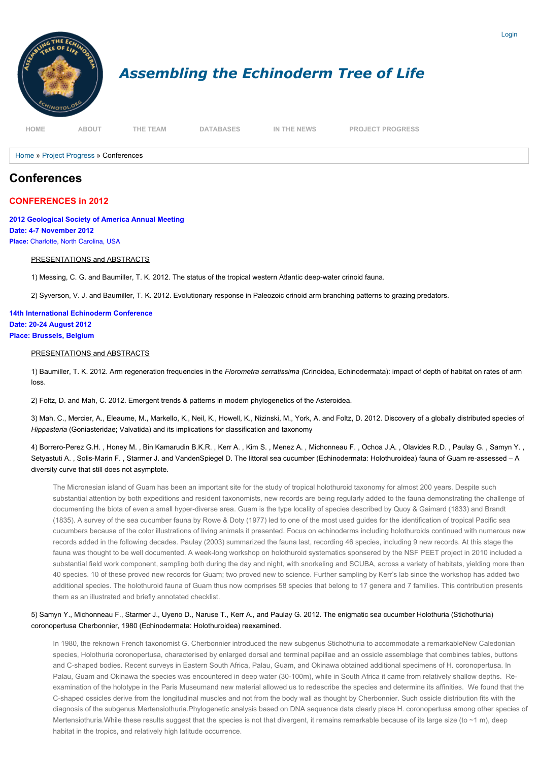Login

# Assembling the Echinoderm Tree of Life

HOME ABOUT THE TEAM DATABASES IN THE NEWS PROJECT PROGRESS

Home » Project Progress » Conferences

# Conferences

## CONFERENCES in 2012

**2012 Geological Society of America Annual Meeting**
**Date: 4-7 November 2012**
**Place:** Charlotte, North Carolina, USA

PRESENTATIONS and ABSTRACTS

1) Messing, C. G. and Baumiller, T. K. 2012. The status of the tropical western Atlantic deep-water crinoid fauna.

2) Syverson, V. J. and Baumiller, T. K. 2012. Evolutionary response in Paleozoic crinoid arm branching patterns to grazing predators.

**14th International Echinoderm Conference**
**Date: 20-24 August 2012**
**Place: Brussels, Belgium**

PRESENTATIONS and ABSTRACTS

1) Baumiller, T. K. 2012. Arm regeneration frequencies in the *Florometra serratissima (*Crinoidea, Echinodermata): impact of depth of habitat on rates of arm loss.

2) Foltz, D. and Mah, C. 2012. Emergent trends & patterns in modern phylogenetics of the Asteroidea.

3) Mah, C., Mercier, A., Eleaume, M., Markello, K., Neil, K., Howell, K., Nizinski, M., York, A. and Foltz, D. 2012. Discovery of a globally distributed species of *Hippasteria* (Goniasteridae; Valvatida) and its implications for classification and taxonomy

4) Borrero-Perez G.H. , Honey M. , Bin Kamarudin B.K.R. , Kerr A. , Kim S. , Menez A. , Michonneau F. , Ochoa J.A. , Olavides R.D. , Paulay G. , Samyn Y. , Setyastuti A. , Solis-Marin F. , Starmer J. and VandenSpiegel D. The littoral sea cucumber (Echinodermata: Holothuroidea) fauna of Guam re-assessed – A diversity curve that still does not asymptote.

> The Micronesian island of Guam has been an important site for the study of tropical holothuroid taxonomy for almost 200 years. Despite such substantial attention by both expeditions and resident taxonomists, new records are being regularly added to the fauna demonstrating the challenge of documenting the biota of even a small hyper-diverse area. Guam is the type locality of species described by Quoy & Gaimard (1833) and Brandt (1835). A survey of the sea cucumber fauna by Rowe & Doty (1977) led to one of the most used guides for the identification of tropical Pacific sea cucumbers because of the color illustrations of living animals it presented. Focus on echinoderms including holothuroids continued with numerous new records added in the following decades. Paulay (2003) summarized the fauna last, recording 46 species, including 9 new records. At this stage the fauna was thought to be well documented. A week-long workshop on holothuroid systematics sponsored by the NSF PEET project in 2010 included a substantial field work component, sampling both during the day and night, with snorkeling and SCUBA, across a variety of habitats, yielding more than 40 species. 10 of these proved new records for Guam; two proved new to science. Further sampling by Kerr's lab since the workshop has added two additional species. The holothuroid fauna of Guam thus now comprises 58 species that belong to 17 genera and 7 families. This contribution presents them as an illustrated and briefly annotated checklist.

5) Samyn Y., Michonneau F., Starmer J., Uyeno D., Naruse T., Kerr A., and Paulay G. 2012. The enigmatic sea cucumber Holothuria (Stichothuria) coronopertusa Cherbonnier, 1980 (Echinodermata: Holothuroidea) reexamined.

> In 1980, the reknown French taxonomist G. Cherbonnier introduced the new subgenus Stichothuria to accommodate a remarkableNew Caledonian species, Holothuria coronopertusa, characterised by enlarged dorsal and terminal papillae and an ossicle assemblage that combines tables, buttons and C-shaped bodies. Recent surveys in Eastern South Africa, Palau, Guam, and Okinawa obtained additional specimens of H. coronopertusa. In Palau, Guam and Okinawa the species was encountered in deep water (30-100m), while in South Africa it came from relatively shallow depths. Re-examination of the holotype in the Paris Museumand new material allowed us to redescribe the species and determine its affinities. We found that the C-shaped ossicles derive from the longitudinal muscles and not from the body wall as thought by Cherbonnier. Such ossicle distribution fits with the diagnosis of the subgenus Mertensiothuria.Phylogenetic analysis based on DNA sequence data clearly place H. coronopertusa among other species of Mertensiothuria.While these results suggest that the species is not that divergent, it remains remarkable because of its large size (to ~1 m), deep habitat in the tropics, and relatively high latitude occurrence.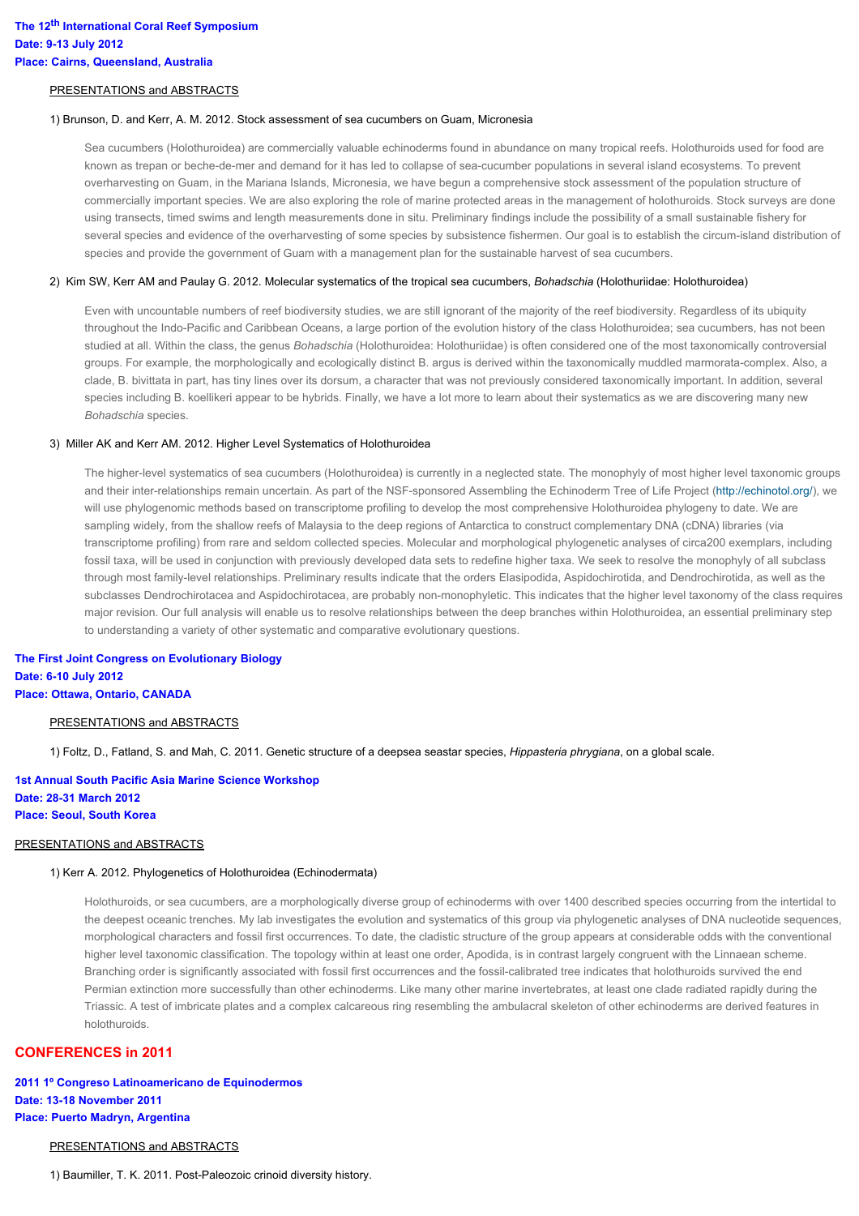**The 12th International Coral Reef Symposium**
**Date: 9-13 July 2012**
**Place: Cairns, Queensland, Australia**

PRESENTATIONS and ABSTRACTS

1) Brunson, D. and Kerr, A. M. 2012. Stock assessment of sea cucumbers on Guam, Micronesia

Sea cucumbers (Holothuroidea) are commercially valuable echinoderms found in abundance on many tropical reefs. Holothuroids used for food are known as trepan or beche-de-mer and demand for it has led to collapse of sea-cucumber populations in several island ecosystems. To prevent overharvesting on Guam, in the Mariana Islands, Micronesia, we have begun a comprehensive stock assessment of the population structure of commercially important species. We are also exploring the role of marine protected areas in the management of holothuroids. Stock surveys are done using transects, timed swims and length measurements done in situ. Preliminary findings include the possibility of a small sustainable fishery for several species and evidence of the overharvesting of some species by subsistence fishermen. Our goal is to establish the circum-island distribution of species and provide the government of Guam with a management plan for the sustainable harvest of sea cucumbers.

2) Kim SW, Kerr AM and Paulay G. 2012. Molecular systematics of the tropical sea cucumbers, *Bohadschia* (Holothuriidae: Holothuroidea)

Even with uncountable numbers of reef biodiversity studies, we are still ignorant of the majority of the reef biodiversity. Regardless of its ubiquity throughout the Indo-Pacific and Caribbean Oceans, a large portion of the evolution history of the class Holothuroidea; sea cucumbers, has not been studied at all. Within the class, the genus *Bohadschia* (Holothuroidea: Holothuriidae) is often considered one of the most taxonomically controversial groups. For example, the morphologically and ecologically distinct B. argus is derived within the taxonomically muddled marmorata-complex. Also, a clade, B. bivittata in part, has tiny lines over its dorsum, a character that was not previously considered taxonomically important. In addition, several species including B. koellikeri appear to be hybrids. Finally, we have a lot more to learn about their systematics as we are discovering many new *Bohadschia* species.

3) Miller AK and Kerr AM. 2012. Higher Level Systematics of Holothuroidea

The higher-level systematics of sea cucumbers (Holothuroidea) is currently in a neglected state. The monophyly of most higher level taxonomic groups and their inter-relationships remain uncertain. As part of the NSF-sponsored Assembling the Echinoderm Tree of Life Project (http://echinotol.org/), we will use phylogenomic methods based on transcriptome profiling to develop the most comprehensive Holothuroidea phylogeny to date. We are sampling widely, from the shallow reefs of Malaysia to the deep regions of Antarctica to construct complementary DNA (cDNA) libraries (via transcriptome profiling) from rare and seldom collected species. Molecular and morphological phylogenetic analyses of circa200 exemplars, including fossil taxa, will be used in conjunction with previously developed data sets to redefine higher taxa. We seek to resolve the monophyly of all subclass through most family-level relationships. Preliminary results indicate that the orders Elasipodida, Aspidochirotida, and Dendrochirotida, as well as the subclasses Dendrochirotacea and Aspidochirotacea, are probably non-monophyletic. This indicates that the higher level taxonomy of the class requires major revision. Our full analysis will enable us to resolve relationships between the deep branches within Holothuroidea, an essential preliminary step to understanding a variety of other systematic and comparative evolutionary questions.

**The First Joint Congress on Evolutionary Biology**
**Date: 6-10 July 2012**
**Place: Ottawa, Ontario, CANADA**

PRESENTATIONS and ABSTRACTS

1) Foltz, D., Fatland, S. and Mah, C. 2011. Genetic structure of a deepsea seastar species, *Hippasteria phrygiana*, on a global scale.

**1st Annual South Pacific Asia Marine Science Workshop**
**Date: 28-31 March 2012**
**Place: Seoul, South Korea**

PRESENTATIONS and ABSTRACTS

1) Kerr A. 2012. Phylogenetics of Holothuroidea (Echinodermata)

Holothuroids, or sea cucumbers, are a morphologically diverse group of echinoderms with over 1400 described species occurring from the intertidal to the deepest oceanic trenches. My lab investigates the evolution and systematics of this group via phylogenetic analyses of DNA nucleotide sequences, morphological characters and fossil first occurrences. To date, the cladistic structure of the group appears at considerable odds with the conventional higher level taxonomic classification. The topology within at least one order, Apodida, is in contrast largely congruent with the Linnaean scheme. Branching order is significantly associated with fossil first occurrences and the fossil-calibrated tree indicates that holothuroids survived the end Permian extinction more successfully than other echinoderms. Like many other marine invertebrates, at least one clade radiated rapidly during the Triassic. A test of imbricate plates and a complex calcareous ring resembling the ambulacral skeleton of other echinoderms are derived features in holothuroids.

## CONFERENCES in 2011

**2011 1º Congreso Latinoamericano de Equinodermos**
**Date: 13-18 November 2011**
**Place: Puerto Madryn, Argentina**

PRESENTATIONS and ABSTRACTS

1) Baumiller, T. K. 2011. Post-Paleozoic crinoid diversity history.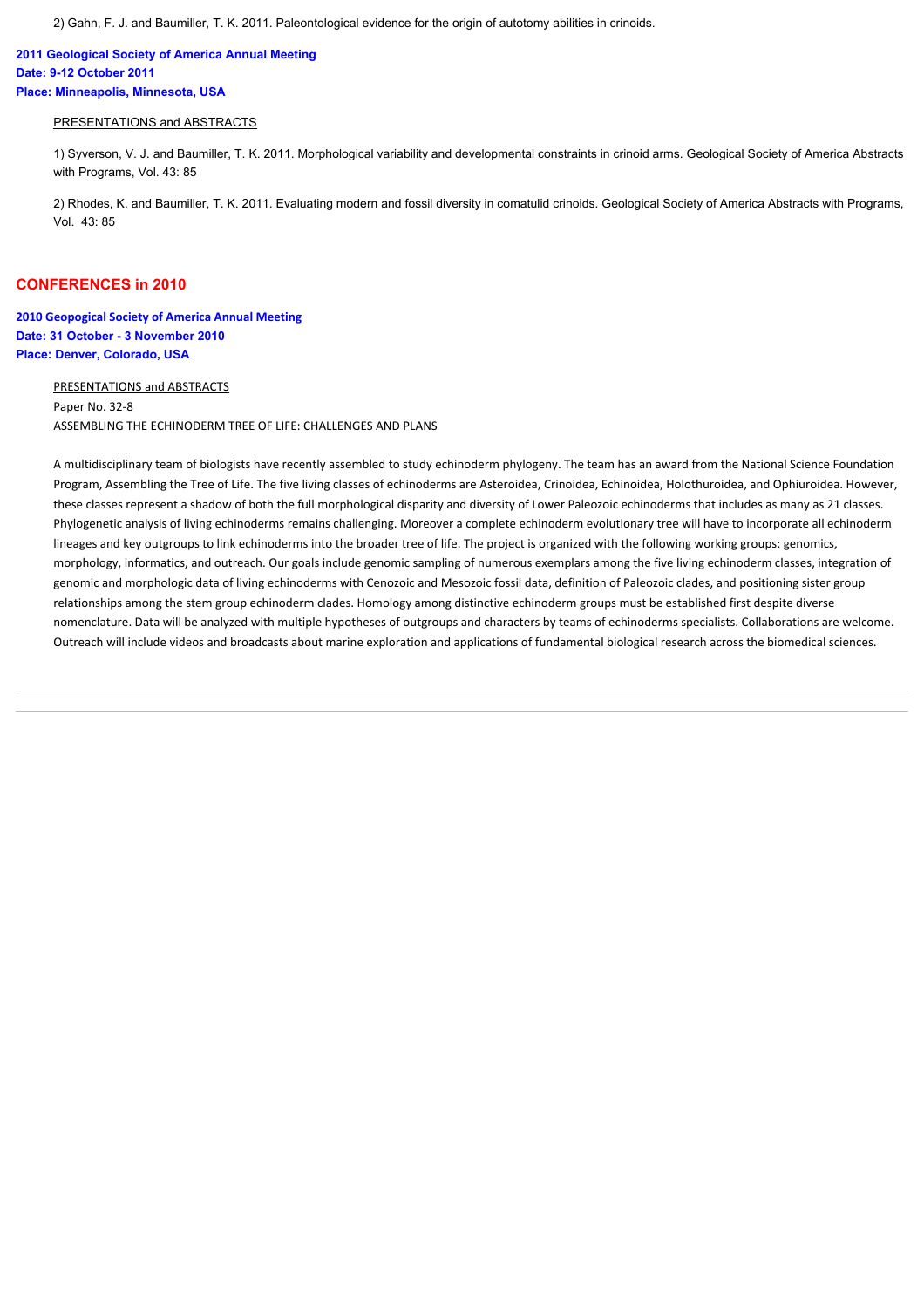2) Gahn, F. J. and Baumiller, T. K. 2011. Paleontological evidence for the origin of autotomy abilities in crinoids.

**2011 Geological Society of America Annual Meeting**
**Date: 9-12 October 2011**
**Place: Minneapolis, Minnesota, USA**

PRESENTATIONS and ABSTRACTS

1) Syverson, V. J. and Baumiller, T. K. 2011. Morphological variability and developmental constraints in crinoid arms. Geological Society of America Abstracts with Programs, Vol. 43: 85

2) Rhodes, K. and Baumiller, T. K. 2011. Evaluating modern and fossil diversity in comatulid crinoids. Geological Society of America Abstracts with Programs, Vol. 43: 85

## CONFERENCES in 2010

**2010 Geopogical Society of America Annual Meeting**
**Date: 31 October - 3 November 2010**
**Place: Denver, Colorado, USA**

PRESENTATIONS and ABSTRACTS

Paper No. 32-8

ASSEMBLING THE ECHINODERM TREE OF LIFE: CHALLENGES AND PLANS

A multidisciplinary team of biologists have recently assembled to study echinoderm phylogeny. The team has an award from the National Science Foundation Program, Assembling the Tree of Life. The five living classes of echinoderms are Asteroidea, Crinoidea, Echinoidea, Holothuroidea, and Ophiuroidea. However, these classes represent a shadow of both the full morphological disparity and diversity of Lower Paleozoic echinoderms that includes as many as 21 classes. Phylogenetic analysis of living echinoderms remains challenging. Moreover a complete echinoderm evolutionary tree will have to incorporate all echinoderm lineages and key outgroups to link echinoderms into the broader tree of life. The project is organized with the following working groups: genomics, morphology, informatics, and outreach. Our goals include genomic sampling of numerous exemplars among the five living echinoderm classes, integration of genomic and morphologic data of living echinoderms with Cenozoic and Mesozoic fossil data, definition of Paleozoic clades, and positioning sister group relationships among the stem group echinoderm clades. Homology among distinctive echinoderm groups must be established first despite diverse nomenclature. Data will be analyzed with multiple hypotheses of outgroups and characters by teams of echinoderms specialists. Collaborations are welcome. Outreach will include videos and broadcasts about marine exploration and applications of fundamental biological research across the biomedical sciences.